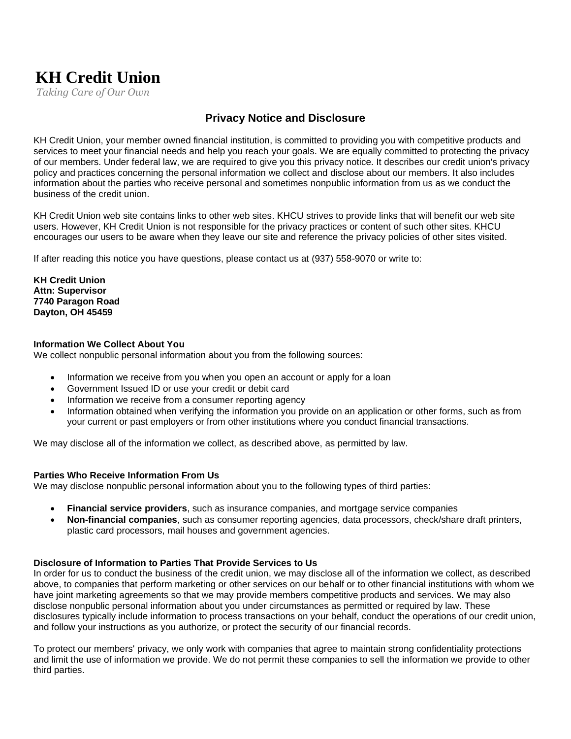# KH Credit Union

*Taking Care of Our Own*

## Privacy Notice and Disclosure

KH Credit Union, your member owned financial institution, is committed to providing you with competitive products and services to meet your financial needs and help you reach your goals. We are equally committed to protecting the privacy of our members. Under federal law, we are required to give you this privacy notice. It describes our credit union's privacy policy and practices concerning the personal information we collect and disclose about our members. It also includes information about the parties who receive personal and sometimes nonpublic information from us as we conduct the business of the credit union.

KH Credit Union web site contains links to other web sites. KHCU strives to provide links that will benefit our web site users. However, KH Credit Union is not responsible for the privacy practices or content of such other sites. KHCU encourages our users to be aware when they leave our site and reference the privacy policies of other sites visited.

If after reading this notice you have questions, please contact us at (937) 558-9070 or write to:

**KH Credit Union**
**Attn: Supervisor**
**7740 Paragon Road**
**Dayton, OH 45459**

### Information We Collect About You

We collect nonpublic personal information about you from the following sources:

- Information we receive from you when you open an account or apply for a loan
- Government Issued ID or use your credit or debit card
- Information we receive from a consumer reporting agency
- Information obtained when verifying the information you provide on an application or other forms, such as from your current or past employers or from other institutions where you conduct financial transactions.

We may disclose all of the information we collect, as described above, as permitted by law.

### Parties Who Receive Information From Us

We may disclose nonpublic personal information about you to the following types of third parties:

- **Financial service providers**, such as insurance companies, and mortgage service companies
- **Non-financial companies**, such as consumer reporting agencies, data processors, check/share draft printers, plastic card processors, mail houses and government agencies.

### Disclosure of Information to Parties That Provide Services to Us

In order for us to conduct the business of the credit union, we may disclose all of the information we collect, as described above, to companies that perform marketing or other services on our behalf or to other financial institutions with whom we have joint marketing agreements so that we may provide members competitive products and services. We may also disclose nonpublic personal information about you under circumstances as permitted or required by law. These disclosures typically include information to process transactions on your behalf, conduct the operations of our credit union, and follow your instructions as you authorize, or protect the security of our financial records.

To protect our members' privacy, we only work with companies that agree to maintain strong confidentiality protections and limit the use of information we provide. We do not permit these companies to sell the information we provide to other third parties.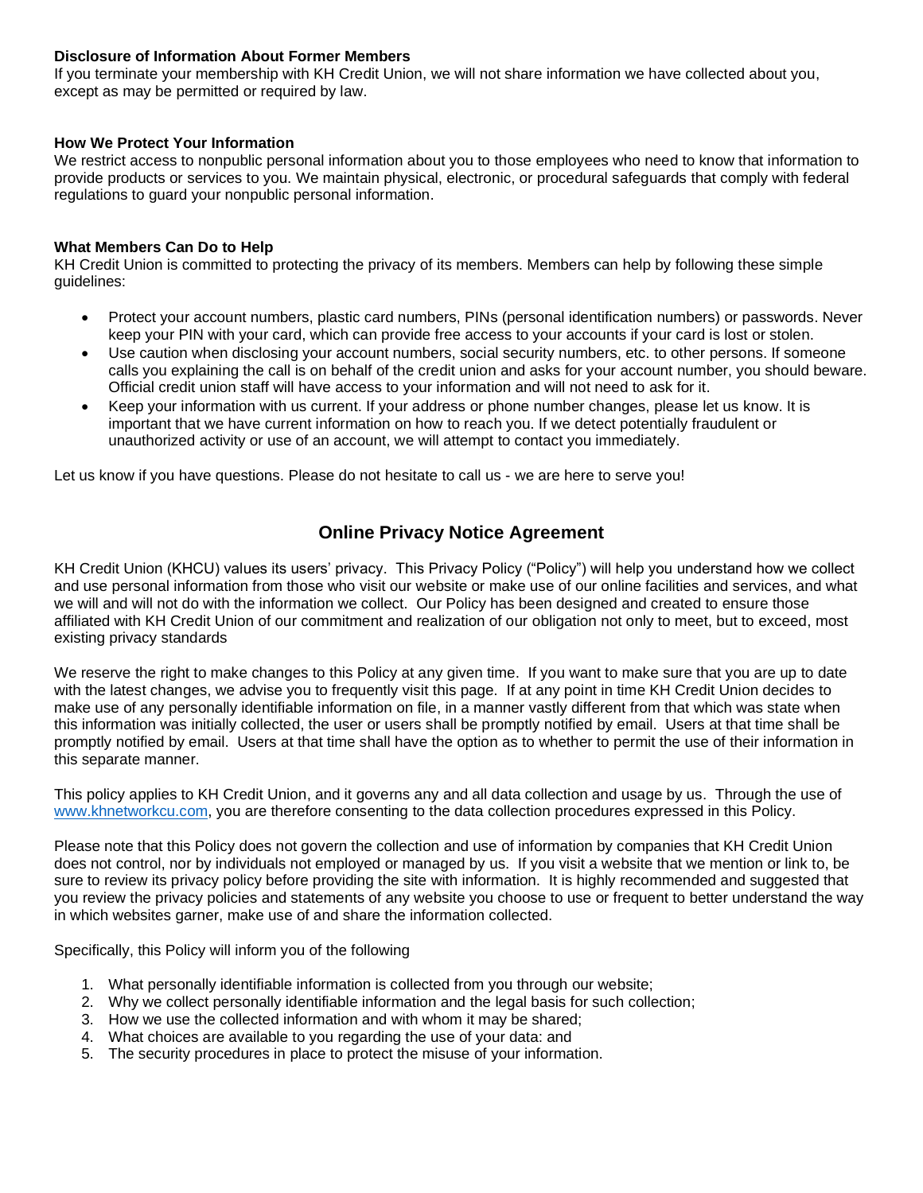**Disclosure of Information About Former Members**
If you terminate your membership with KH Credit Union, we will not share information we have collected about you, except as may be permitted or required by law.

**How We Protect Your Information**
We restrict access to nonpublic personal information about you to those employees who need to know that information to provide products or services to you. We maintain physical, electronic, or procedural safeguards that comply with federal regulations to guard your nonpublic personal information.

**What Members Can Do to Help**
KH Credit Union is committed to protecting the privacy of its members. Members can help by following these simple guidelines:

- Protect your account numbers, plastic card numbers, PINs (personal identification numbers) or passwords. Never keep your PIN with your card, which can provide free access to your accounts if your card is lost or stolen.
- Use caution when disclosing your account numbers, social security numbers, etc. to other persons. If someone calls you explaining the call is on behalf of the credit union and asks for your account number, you should beware. Official credit union staff will have access to your information and will not need to ask for it.
- Keep your information with us current. If your address or phone number changes, please let us know. It is important that we have current information on how to reach you. If we detect potentially fraudulent or unauthorized activity or use of an account, we will attempt to contact you immediately.

Let us know if you have questions. Please do not hesitate to call us - we are here to serve you!

## Online Privacy Notice Agreement

KH Credit Union (KHCU) values its users' privacy. This Privacy Policy ("Policy") will help you understand how we collect and use personal information from those who visit our website or make use of our online facilities and services, and what we will and will not do with the information we collect. Our Policy has been designed and created to ensure those affiliated with KH Credit Union of our commitment and realization of our obligation not only to meet, but to exceed, most existing privacy standards

We reserve the right to make changes to this Policy at any given time. If you want to make sure that you are up to date with the latest changes, we advise you to frequently visit this page. If at any point in time KH Credit Union decides to make use of any personally identifiable information on file, in a manner vastly different from that which was state when this information was initially collected, the user or users shall be promptly notified by email. Users at that time shall be promptly notified by email. Users at that time shall have the option as to whether to permit the use of their information in this separate manner.

This policy applies to KH Credit Union, and it governs any and all data collection and usage by us. Through the use of www.khnetworkcu.com, you are therefore consenting to the data collection procedures expressed in this Policy.

Please note that this Policy does not govern the collection and use of information by companies that KH Credit Union does not control, nor by individuals not employed or managed by us. If you visit a website that we mention or link to, be sure to review its privacy policy before providing the site with information. It is highly recommended and suggested that you review the privacy policies and statements of any website you choose to use or frequent to better understand the way in which websites garner, make use of and share the information collected.

Specifically, this Policy will inform you of the following

1. What personally identifiable information is collected from you through our website;
2. Why we collect personally identifiable information and the legal basis for such collection;
3. How we use the collected information and with whom it may be shared;
4. What choices are available to you regarding the use of your data: and
5. The security procedures in place to protect the misuse of your information.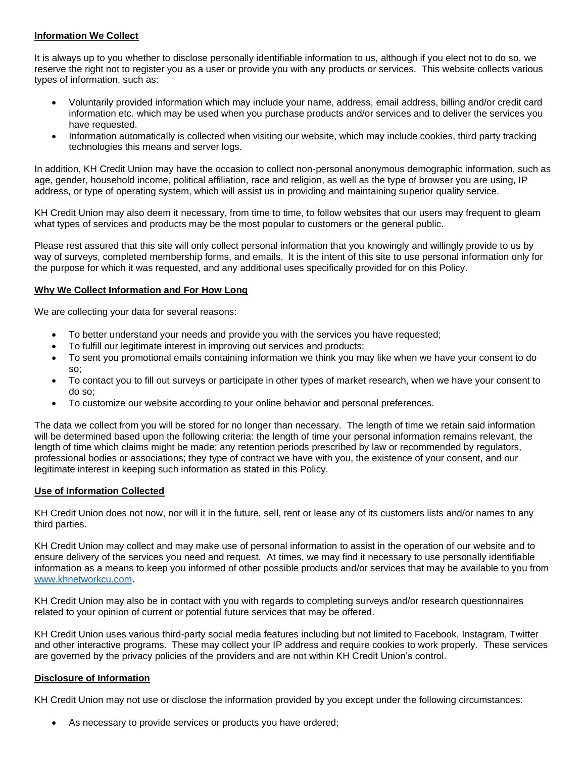**Information We Collect**

It is always up to you whether to disclose personally identifiable information to us, although if you elect not to do so, we reserve the right not to register you as a user or provide you with any products or services. This website collects various types of information, such as:

- Voluntarily provided information which may include your name, address, email address, billing and/or credit card information etc. which may be used when you purchase products and/or services and to deliver the services you have requested.
- Information automatically is collected when visiting our website, which may include cookies, third party tracking technologies this means and server logs.

In addition, KH Credit Union may have the occasion to collect non-personal anonymous demographic information, such as age, gender, household income, political affiliation, race and religion, as well as the type of browser you are using, IP address, or type of operating system, which will assist us in providing and maintaining superior quality service.

KH Credit Union may also deem it necessary, from time to time, to follow websites that our users may frequent to gleam what types of services and products may be the most popular to customers or the general public.

Please rest assured that this site will only collect personal information that you knowingly and willingly provide to us by way of surveys, completed membership forms, and emails. It is the intent of this site to use personal information only for the purpose for which it was requested, and any additional uses specifically provided for on this Policy.

**Why We Collect Information and For How Long**

We are collecting your data for several reasons:

- To better understand your needs and provide you with the services you have requested;
- To fulfill our legitimate interest in improving out services and products;
- To sent you promotional emails containing information we think you may like when we have your consent to do so;
- To contact you to fill out surveys or participate in other types of market research, when we have your consent to do so;
- To customize our website according to your online behavior and personal preferences.

The data we collect from you will be stored for no longer than necessary. The length of time we retain said information will be determined based upon the following criteria: the length of time your personal information remains relevant, the length of time which claims might be made; any retention periods prescribed by law or recommended by regulators, professional bodies or associations; they type of contract we have with you, the existence of your consent, and our legitimate interest in keeping such information as stated in this Policy.

**Use of Information Collected**

KH Credit Union does not now, nor will it in the future, sell, rent or lease any of its customers lists and/or names to any third parties.

KH Credit Union may collect and may make use of personal information to assist in the operation of our website and to ensure delivery of the services you need and request. At times, we may find it necessary to use personally identifiable information as a means to keep you informed of other possible products and/or services that may be available to you from [www.khnetworkcu.com](http://www.khnetworkcu.com).

KH Credit Union may also be in contact with you with regards to completing surveys and/or research questionnaires related to your opinion of current or potential future services that may be offered.

KH Credit Union uses various third-party social media features including but not limited to Facebook, Instagram, Twitter and other interactive programs. These may collect your IP address and require cookies to work properly. These services are governed by the privacy policies of the providers and are not within KH Credit Union's control.

**Disclosure of Information**

KH Credit Union may not use or disclose the information provided by you except under the following circumstances:

- As necessary to provide services or products you have ordered;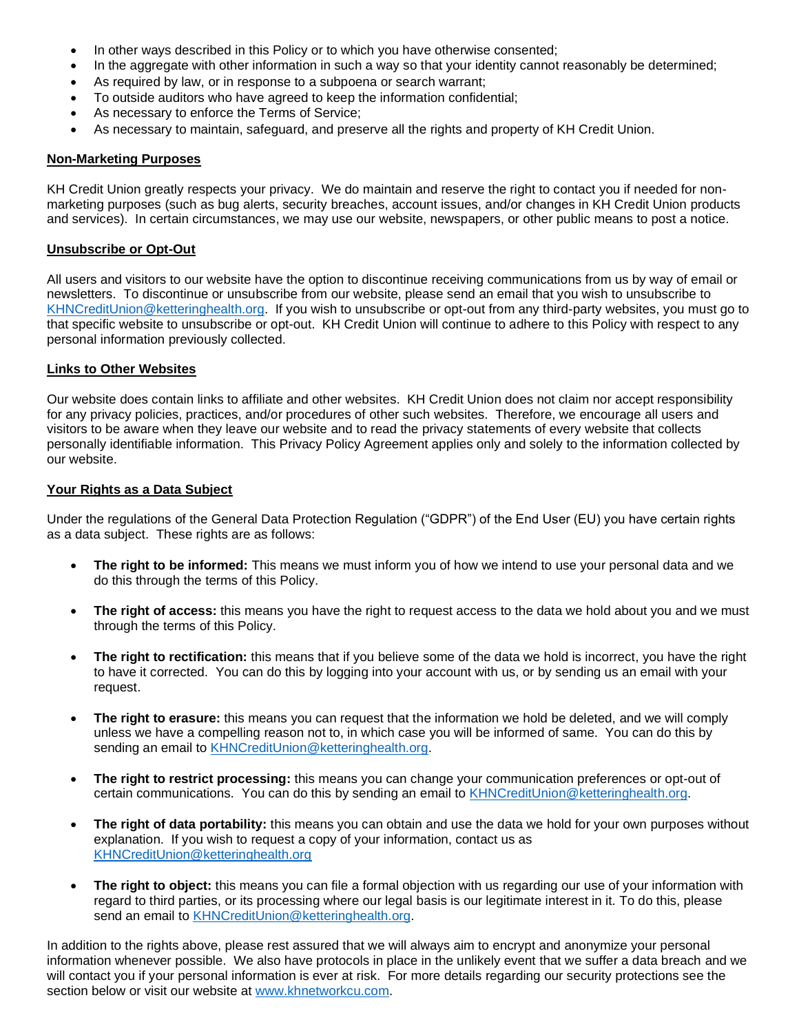- In other ways described in this Policy or to which you have otherwise consented;
- In the aggregate with other information in such a way so that your identity cannot reasonably be determined;
- As required by law, or in response to a subpoena or search warrant;
- To outside auditors who have agreed to keep the information confidential;
- As necessary to enforce the Terms of Service;
- As necessary to maintain, safeguard, and preserve all the rights and property of KH Credit Union.

**Non-Marketing Purposes**

KH Credit Union greatly respects your privacy. We do maintain and reserve the right to contact you if needed for non-marketing purposes (such as bug alerts, security breaches, account issues, and/or changes in KH Credit Union products and services). In certain circumstances, we may use our website, newspapers, or other public means to post a notice.

**Unsubscribe or Opt-Out**

All users and visitors to our website have the option to discontinue receiving communications from us by way of email or newsletters. To discontinue or unsubscribe from our website, please send an email that you wish to unsubscribe to KHNCreditUnion@ketteringhealth.org. If you wish to unsubscribe or opt-out from any third-party websites, you must go to that specific website to unsubscribe or opt-out. KH Credit Union will continue to adhere to this Policy with respect to any personal information previously collected.

**Links to Other Websites**

Our website does contain links to affiliate and other websites. KH Credit Union does not claim nor accept responsibility for any privacy policies, practices, and/or procedures of other such websites. Therefore, we encourage all users and visitors to be aware when they leave our website and to read the privacy statements of every website that collects personally identifiable information. This Privacy Policy Agreement applies only and solely to the information collected by our website.

**Your Rights as a Data Subject**

Under the regulations of the General Data Protection Regulation ("GDPR") of the End User (EU) you have certain rights as a data subject. These rights are as follows:

- **The right to be informed:** This means we must inform you of how we intend to use your personal data and we do this through the terms of this Policy.

- **The right of access:** this means you have the right to request access to the data we hold about you and we must through the terms of this Policy.

- **The right to rectification:** this means that if you believe some of the data we hold is incorrect, you have the right to have it corrected. You can do this by logging into your account with us, or by sending us an email with your request.

- **The right to erasure:** this means you can request that the information we hold be deleted, and we will comply unless we have a compelling reason not to, in which case you will be informed of same. You can do this by sending an email to KHNCreditUnion@ketteringhealth.org.

- **The right to restrict processing:** this means you can change your communication preferences or opt-out of certain communications. You can do this by sending an email to KHNCreditUnion@ketteringhealth.org.

- **The right of data portability:** this means you can obtain and use the data we hold for your own purposes without explanation. If you wish to request a copy of your information, contact us as KHNCreditUnion@ketteringhealth.org

- **The right to object:** this means you can file a formal objection with us regarding our use of your information with regard to third parties, or its processing where our legal basis is our legitimate interest in it. To do this, please send an email to KHNCreditUnion@ketteringhealth.org.

In addition to the rights above, please rest assured that we will always aim to encrypt and anonymize your personal information whenever possible. We also have protocols in place in the unlikely event that we suffer a data breach and we will contact you if your personal information is ever at risk. For more details regarding our security protections see the section below or visit our website at www.khnetworkcu.com.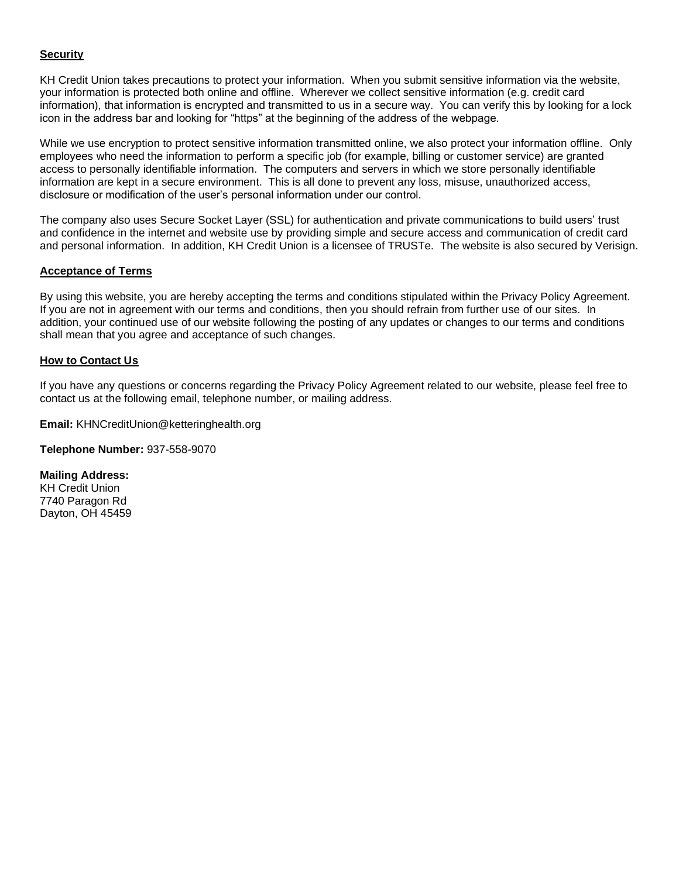**Security**

KH Credit Union takes precautions to protect your information. When you submit sensitive information via the website, your information is protected both online and offline. Wherever we collect sensitive information (e.g. credit card information), that information is encrypted and transmitted to us in a secure way. You can verify this by looking for a lock icon in the address bar and looking for "https" at the beginning of the address of the webpage.

While we use encryption to protect sensitive information transmitted online, we also protect your information offline. Only employees who need the information to perform a specific job (for example, billing or customer service) are granted access to personally identifiable information. The computers and servers in which we store personally identifiable information are kept in a secure environment. This is all done to prevent any loss, misuse, unauthorized access, disclosure or modification of the user's personal information under our control.

The company also uses Secure Socket Layer (SSL) for authentication and private communications to build users' trust and confidence in the internet and website use by providing simple and secure access and communication of credit card and personal information. In addition, KH Credit Union is a licensee of TRUSTe. The website is also secured by Verisign.

**Acceptance of Terms**

By using this website, you are hereby accepting the terms and conditions stipulated within the Privacy Policy Agreement. If you are not in agreement with our terms and conditions, then you should refrain from further use of our sites. In addition, your continued use of our website following the posting of any updates or changes to our terms and conditions shall mean that you agree and acceptance of such changes.

**How to Contact Us**

If you have any questions or concerns regarding the Privacy Policy Agreement related to our website, please feel free to contact us at the following email, telephone number, or mailing address.

**Email:** KHNCreditUnion@ketteringhealth.org

**Telephone Number:** 937-558-9070

**Mailing Address:**
KH Credit Union
7740 Paragon Rd
Dayton, OH 45459